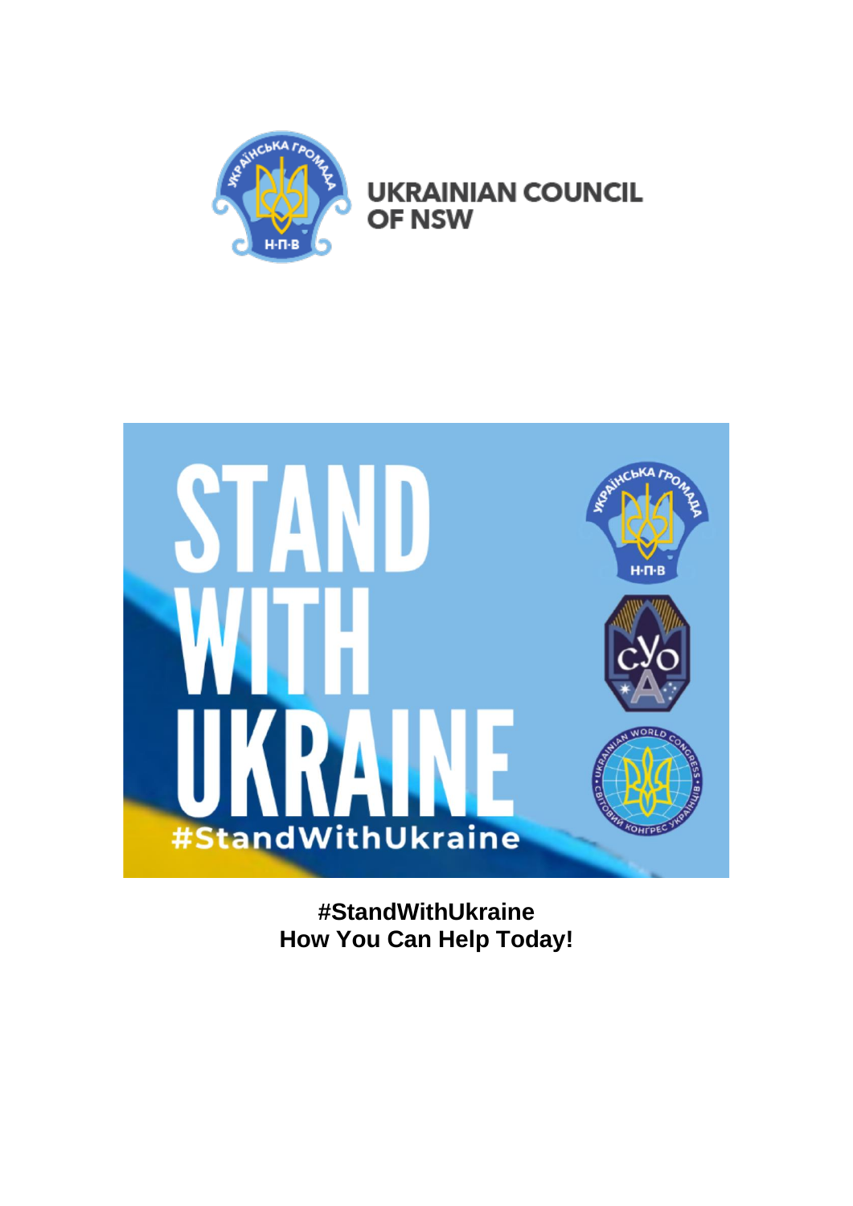UKRAINIAN COUNCIL OF NSW

**#StandWithUkraine**
**How You Can Help Today!**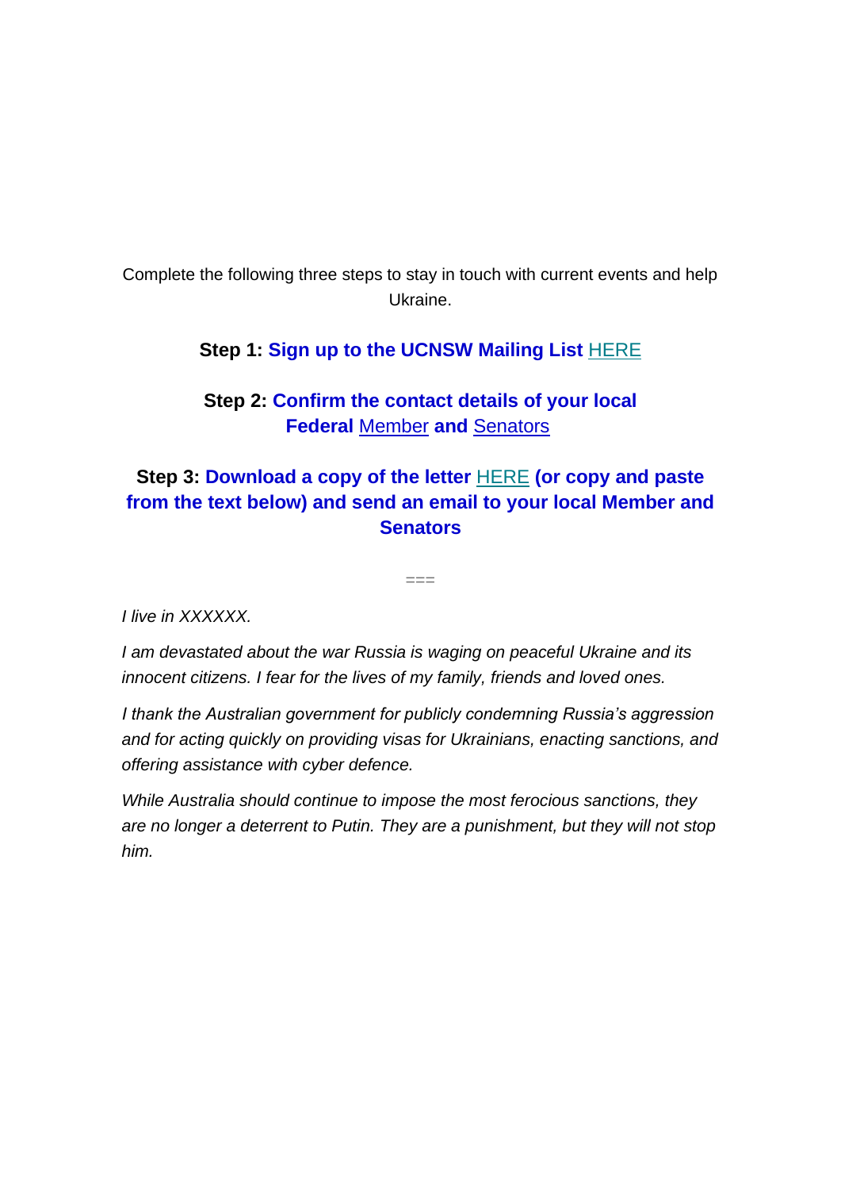Complete the following three steps to stay in touch with current events and help Ukraine.

**Step 1: Sign up to the UCNSW Mailing List** HERE

**Step 2: Confirm the contact details of your local Federal** Member **and** Senators

**Step 3: Download a copy of the letter** HERE **(or copy and paste from the text below) and send an email to your local Member and Senators**

===

*I live in XXXXXX.*

*I am devastated about the war Russia is waging on peaceful Ukraine and its innocent citizens. I fear for the lives of my family, friends and loved ones.*

*I thank the Australian government for publicly condemning Russia's aggression and for acting quickly on providing visas for Ukrainians, enacting sanctions, and offering assistance with cyber defence.*

*While Australia should continue to impose the most ferocious sanctions, they are no longer a deterrent to Putin. They are a punishment, but they will not stop him.*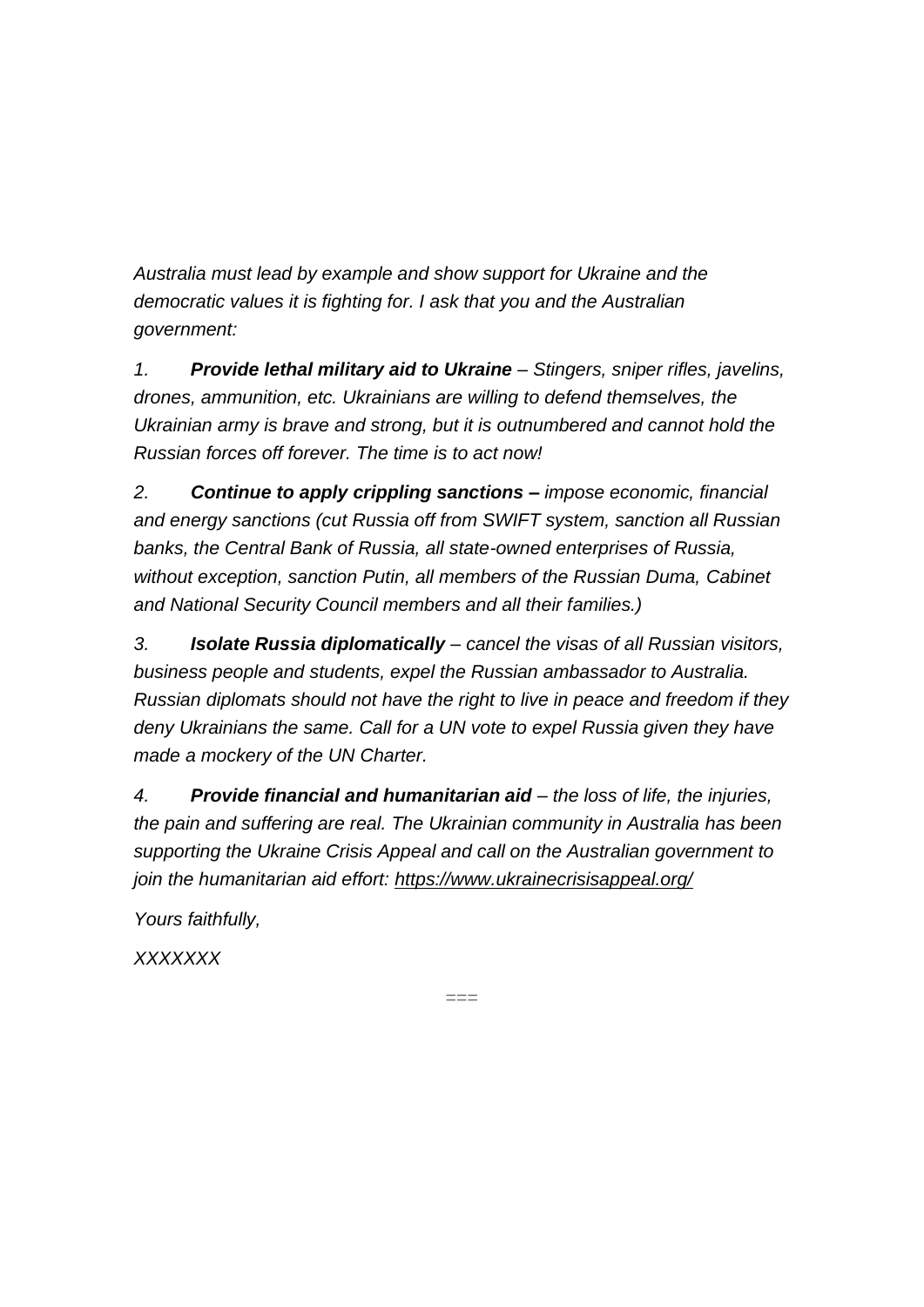*Australia must lead by example and show support for Ukraine and the democratic values it is fighting for. I ask that you and the Australian government:*

*1.* ***Provide lethal military aid to Ukraine** – Stingers, sniper rifles, javelins, drones, ammunition, etc. Ukrainians are willing to defend themselves, the Ukrainian army is brave and strong, but it is outnumbered and cannot hold the Russian forces off forever. The time is to act now!*

*2.* ***Continue to apply crippling sanctions –** impose economic, financial and energy sanctions (cut Russia off from SWIFT system, sanction all Russian banks, the Central Bank of Russia, all state-owned enterprises of Russia, without exception, sanction Putin, all members of the Russian Duma, Cabinet and National Security Council members and all their families.)*

*3.* ***Isolate Russia diplomatically** – cancel the visas of all Russian visitors, business people and students, expel the Russian ambassador to Australia. Russian diplomats should not have the right to live in peace and freedom if they deny Ukrainians the same. Call for a UN vote to expel Russia given they have made a mockery of the UN Charter.*

*4.* ***Provide financial and humanitarian aid** – the loss of life, the injuries, the pain and suffering are real. The Ukrainian community in Australia has been supporting the Ukraine Crisis Appeal and call on the Australian government to join the humanitarian aid effort: https://www.ukrainecrisisappeal.org/*

*Yours faithfully,*

*XXXXXXX*

===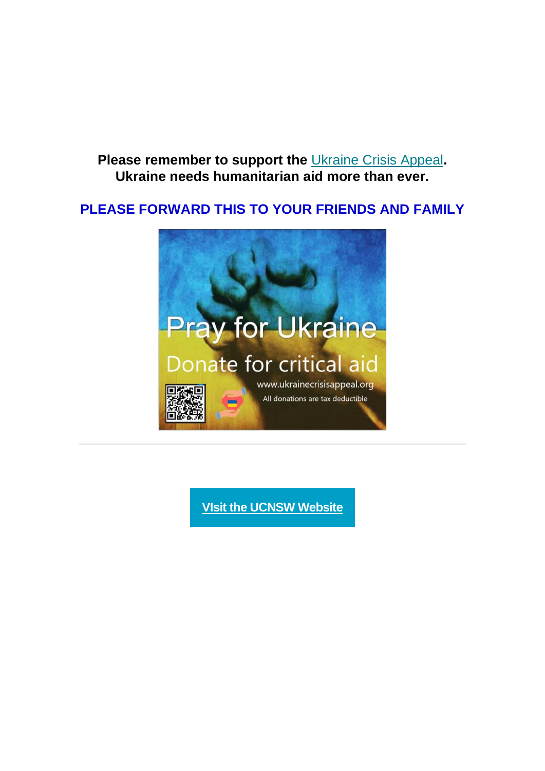**Please remember to support the Ukraine Crisis Appeal. Ukraine needs humanitarian aid more than ever.**

**PLEASE FORWARD THIS TO YOUR FRIENDS AND FAMILY**

---

**VIsit the UCNSW Website**